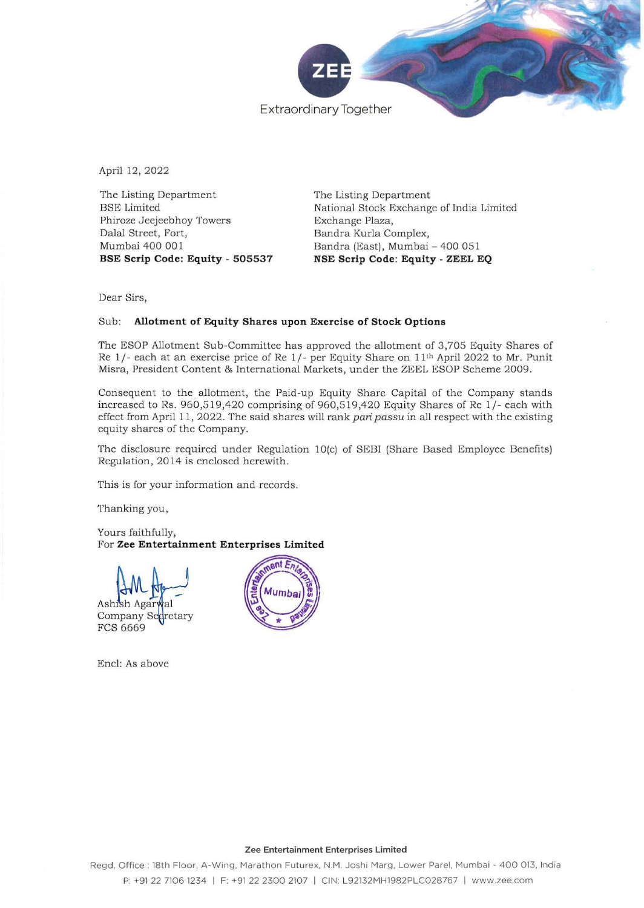April 12, 2022

The Listing Department
BSE Limited
Phiroze Jeejeebhoy Towers
Dalal Street, Fort,
Mumbai 400 001
**BSE Scrip Code: Equity - 505537**

The Listing Department
National Stock Exchange of India Limited
Exchange Plaza,
Bandra Kurla Complex,
Bandra (East), Mumbai – 400 051
**NSE Scrip Code: Equity - ZEEL EQ**

Dear Sirs,

Sub: **Allotment of Equity Shares upon Exercise of Stock Options**

The ESOP Allotment Sub-Committee has approved the allotment of 3,705 Equity Shares of Re 1/- each at an exercise price of Re 1/- per Equity Share on 11th April 2022 to Mr. Punit Misra, President Content & International Markets, under the ZEEL ESOP Scheme 2009.

Consequent to the allotment, the Paid-up Equity Share Capital of the Company stands increased to Rs. 960,519,420 comprising of 960,519,420 Equity Shares of Re 1/- each with effect from April 11, 2022. The said shares will rank *pari passu* in all respect with the existing equity shares of the Company.

The disclosure required under Regulation 10(c) of SEBI (Share Based Employee Benefits) Regulation, 2014 is enclosed herewith.

This is for your information and records.

Thanking you,

Yours faithfully,
For **Zee Entertainment Enterprises Limited**

Ashish Agarwal
Company Secretary
FCS 6669

Encl: As above

**Zee Entertainment Enterprises Limited**
Regd. Office : 18th Floor, A-Wing, Marathon Futurex, N.M. Joshi Marg, Lower Parel, Mumbai - 400 013, India
P: +91 22 7106 1234 | F: +91 22 2300 2107 | CIN: L92132MH1982PLC028767 | www.zee.com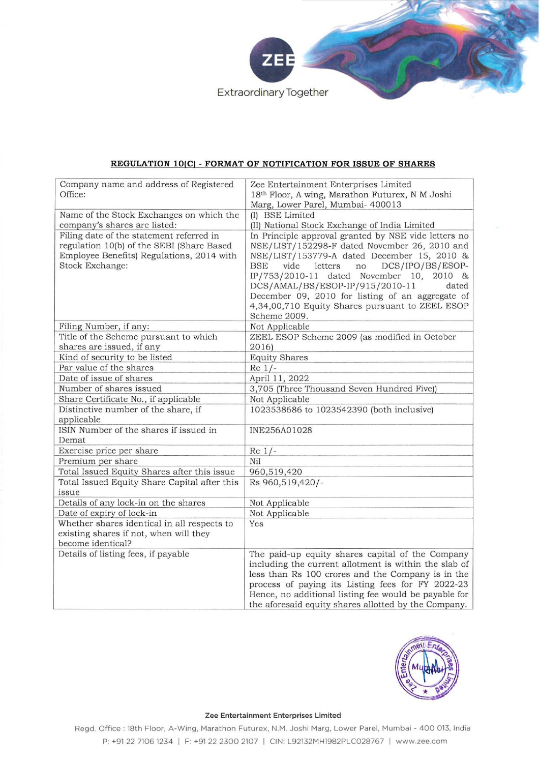## REGULATION 10(C) - FORMAT OF NOTIFICATION FOR ISSUE OF SHARES

| | |
|---|---|
| Company name and address of Registered Office: | Zee Entertainment Enterprises Limited<br>18th Floor, A wing, Marathon Futurex, N M Joshi Marg, Lower Parel, Mumbai- 400013 |
| Name of the Stock Exchanges on which the company's shares are listed: | (I) BSE Limited<br>(II) National Stock Exchange of India Limited |
| Filing date of the statement referred in regulation 10(b) of the SEBI (Share Based Employee Benefits) Regulations, 2014 with Stock Exchange: | In Principle approval granted by NSE vide letters no NSE/LIST/152298-F dated November 26, 2010 and NSE/LIST/153779-A dated December 15, 2010 & BSE vide letters no DCS/IPO/BS/ESOP-IP/753/2010-11 dated November 10, 2010 & DCS/AMAL/BS/ESOP-IP/915/2010-11 dated December 09, 2010 for listing of an aggregate of 4,34,00,710 Equity Shares pursuant to ZEEL ESOP Scheme 2009. |
| Filing Number, if any: | Not Applicable |
| Title of the Scheme pursuant to which shares are issued, if any | ZEEL ESOP Scheme 2009 (as modified in October 2016) |
| Kind of security to be listed | Equity Shares |
| Par value of the shares | Re 1/- |
| Date of issue of shares | April 11, 2022 |
| Number of shares issued | 3,705 (Three Thousand Seven Hundred Five)) |
| Share Certificate No., if applicable | Not Applicable |
| Distinctive number of the share, if applicable | 1023538686 to 1023542390 (both inclusive) |
| ISIN Number of the shares if issued in Demat | INE256A01028 |
| Exercise price per share | Re 1/- |
| Premium per share | Nil |
| Total Issued Equity Shares after this issue | 960,519,420 |
| Total Issued Equity Share Capital after this issue | Rs 960,519,420/- |
| Details of any lock-in on the shares | Not Applicable |
| Date of expiry of lock-in | Not Applicable |
| Whether shares identical in all respects to existing shares if not, when will they become identical? | Yes |
| Details of listing fees, if payable | The paid-up equity shares capital of the Company including the current allotment is within the slab of less than Rs 100 crores and the Company is in the process of paying its Listing fees for FY 2022-23 Hence, no additional listing fee would be payable for the aforesaid equity shares allotted by the Company. |